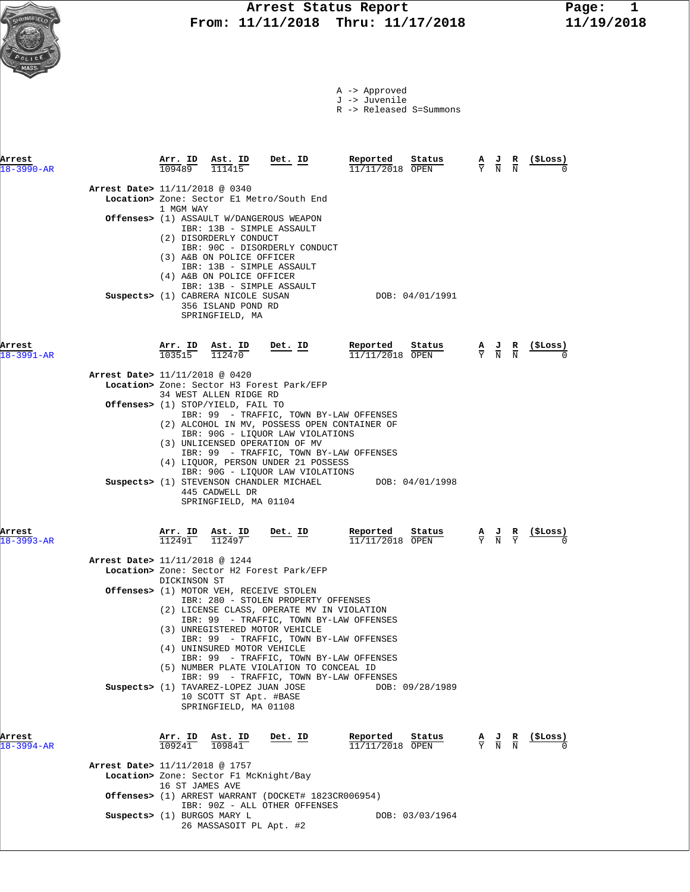# Arrest Status Report

**From: 11/11/2018 Thru: 11/17/2018**

11/19/2018

A -> Approved
J -> Juvenile
R -> Released S=Summons

| Arrest | Arr. ID | Ast. ID | Det. ID | Reported | Status | A | J | R | ($Loss) |
|---|---|---|---|---|---|---|---|---|---|
| 18-3990-AR | 109489 | 111415 | | 11/11/2018 | OPEN | Y | N | N | 0 |

**Arrest Date>** 11/11/2018 @ 0340
**Location>** Zone: Sector E1 Metro/South End
1 MGM WAY
**Offenses>** (1) ASSAULT W/DANGEROUS WEAPON
IBR: 13B - SIMPLE ASSAULT
(2) DISORDERLY CONDUCT
IBR: 90C - DISORDERLY CONDUCT
(3) A&B ON POLICE OFFICER
IBR: 13B - SIMPLE ASSAULT
(4) A&B ON POLICE OFFICER
IBR: 13B - SIMPLE ASSAULT
**Suspects>** (1) CABRERA NICOLE SUSAN DOB: 04/01/1991
356 ISLAND POND RD
SPRINGFIELD, MA

| Arrest | Arr. ID | Ast. ID | Det. ID | Reported | Status | A | J | R | ($Loss) |
|---|---|---|---|---|---|---|---|---|---|
| 18-3991-AR | 103515 | 112470 | | 11/11/2018 | OPEN | Y | N | N | 0 |

**Arrest Date>** 11/11/2018 @ 0420
**Location>** Zone: Sector H3 Forest Park/EFP
34 WEST ALLEN RIDGE RD
**Offenses>** (1) STOP/YIELD, FAIL TO
IBR: 99 - TRAFFIC, TOWN BY-LAW OFFENSES
(2) ALCOHOL IN MV, POSSESS OPEN CONTAINER OF
IBR: 90G - LIQUOR LAW VIOLATIONS
(3) UNLICENSED OPERATION OF MV
IBR: 99 - TRAFFIC, TOWN BY-LAW OFFENSES
(4) LIQUOR, PERSON UNDER 21 POSSESS
IBR: 90G - LIQUOR LAW VIOLATIONS
**Suspects>** (1) STEVENSON CHANDLER MICHAEL DOB: 04/01/1998
445 CADWELL DR
SPRINGFIELD, MA 01104

| Arrest | Arr. ID | Ast. ID | Det. ID | Reported | Status | A | J | R | ($Loss) |
|---|---|---|---|---|---|---|---|---|---|
| 18-3993-AR | 112491 | 112497 | | 11/11/2018 | OPEN | Y | N | Y | 0 |

**Arrest Date>** 11/11/2018 @ 1244
**Location>** Zone: Sector H2 Forest Park/EFP
DICKINSON ST
**Offenses>** (1) MOTOR VEH, RECEIVE STOLEN
IBR: 280 - STOLEN PROPERTY OFFENSES
(2) LICENSE CLASS, OPERATE MV IN VIOLATION
IBR: 99 - TRAFFIC, TOWN BY-LAW OFFENSES
(3) UNREGISTERED MOTOR VEHICLE
IBR: 99 - TRAFFIC, TOWN BY-LAW OFFENSES
(4) UNINSURED MOTOR VEHICLE
IBR: 99 - TRAFFIC, TOWN BY-LAW OFFENSES
(5) NUMBER PLATE VIOLATION TO CONCEAL ID
IBR: 99 - TRAFFIC, TOWN BY-LAW OFFENSES
**Suspects>** (1) TAVAREZ-LOPEZ JUAN JOSE DOB: 09/28/1989
10 SCOTT ST Apt. #BASE
SPRINGFIELD, MA 01108

| Arrest | Arr. ID | Ast. ID | Det. ID | Reported | Status | A | J | R | ($Loss) |
|---|---|---|---|---|---|---|---|---|---|
| 18-3994-AR | 109241 | 109841 | | 11/11/2018 | OPEN | Y | N | N | 0 |

**Arrest Date>** 11/11/2018 @ 1757
**Location>** Zone: Sector F1 McKnight/Bay
16 ST JAMES AVE
**Offenses>** (1) ARREST WARRANT (DOCKET# 1823CR006954)
IBR: 90Z - ALL OTHER OFFENSES
**Suspects>** (1) BURGOS MARY L DOB: 03/03/1964
26 MASSASOIT PL Apt. #2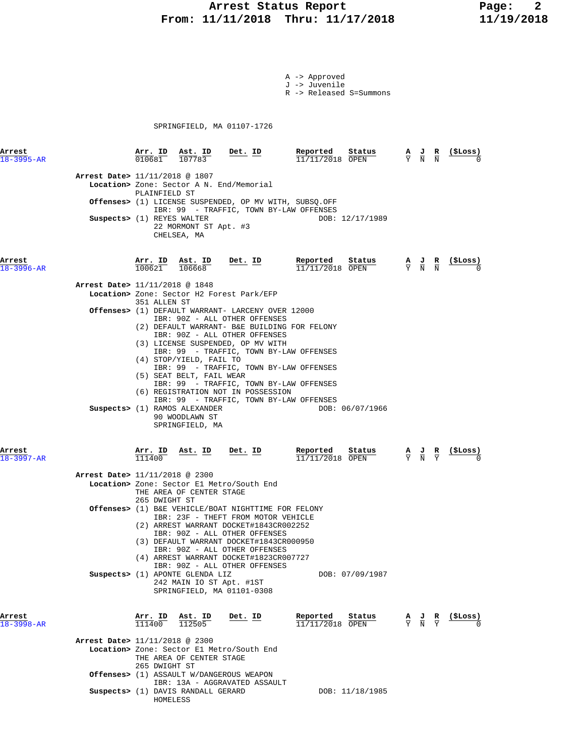A -> Approved
J -> Juvenile
R -> Released S=Summons

SPRINGFIELD, MA 01107-1726

| Arrest | Arr. ID | Ast. ID | Det. ID | Reported | Status | A | J | R | ($Loss) |
|---|---|---|---|---|---|---|---|---|---|
| 18-3995-AR | 010681 | 107783 | | 11/11/2018 | OPEN | Y | N | N | 0 |

**Arrest Date>** 11/11/2018 @ 1807
**Location>** Zone: Sector A N. End/Memorial
PLAINFIELD ST
**Offenses>** (1) LICENSE SUSPENDED, OP MV WITH, SUBSQ.OFF
IBR: 99 - TRAFFIC, TOWN BY-LAW OFFENSES
**Suspects>** (1) REYES WALTER DOB: 12/17/1989
22 MORMONT ST Apt. #3
CHELSEA, MA

| Arrest | Arr. ID | Ast. ID | Det. ID | Reported | Status | A | J | R | ($Loss) |
|---|---|---|---|---|---|---|---|---|---|
| 18-3996-AR | 100621 | 106668 | | 11/11/2018 | OPEN | Y | N | N | 0 |

**Arrest Date>** 11/11/2018 @ 1848
**Location>** Zone: Sector H2 Forest Park/EFP
351 ALLEN ST
**Offenses>** (1) DEFAULT WARRANT- LARCENY OVER 12000
IBR: 90Z - ALL OTHER OFFENSES
(2) DEFAULT WARRANT- B&E BUILDING FOR FELONY
IBR: 90Z - ALL OTHER OFFENSES
(3) LICENSE SUSPENDED, OP MV WITH
IBR: 99 - TRAFFIC, TOWN BY-LAW OFFENSES
(4) STOP/YIELD, FAIL TO
IBR: 99 - TRAFFIC, TOWN BY-LAW OFFENSES
(5) SEAT BELT, FAIL WEAR
IBR: 99 - TRAFFIC, TOWN BY-LAW OFFENSES
(6) REGISTRATION NOT IN POSSESSION
IBR: 99 - TRAFFIC, TOWN BY-LAW OFFENSES
**Suspects>** (1) RAMOS ALEXANDER DOB: 06/07/1966
90 WOODLAWN ST
SPRINGFIELD, MA

| Arrest | Arr. ID | Ast. ID | Det. ID | Reported | Status | A | J | R | ($Loss) |
|---|---|---|---|---|---|---|---|---|---|
| 18-3997-AR | 111400 | | | 11/11/2018 | OPEN | Y | N | Y | 0 |

**Arrest Date>** 11/11/2018 @ 2300
**Location>** Zone: Sector E1 Metro/South End
THE AREA OF CENTER STAGE
265 DWIGHT ST
**Offenses>** (1) B&E VEHICLE/BOAT NIGHTTIME FOR FELONY
IBR: 23F - THEFT FROM MOTOR VEHICLE
(2) ARREST WARRANT DOCKET#1843CR002252
IBR: 90Z - ALL OTHER OFFENSES
(3) DEFAULT WARRANT DOCKET#1843CR000950
IBR: 90Z - ALL OTHER OFFENSES
(4) ARREST WARRANT DOCKET#1823CR007727
IBR: 90Z - ALL OTHER OFFENSES
**Suspects>** (1) APONTE GLENDA LIZ DOB: 07/09/1987
242 MAIN IO ST Apt. #1ST
SPRINGFIELD, MA 01101-0308

| Arrest | Arr. ID | Ast. ID | Det. ID | Reported | Status | A | J | R | ($Loss) |
|---|---|---|---|---|---|---|---|---|---|
| 18-3998-AR | 111400 | 112505 | | 11/11/2018 | OPEN | Y | N | Y | 0 |

**Arrest Date>** 11/11/2018 @ 2300
**Location>** Zone: Sector E1 Metro/South End
THE AREA OF CENTER STAGE
265 DWIGHT ST
**Offenses>** (1) ASSAULT W/DANGEROUS WEAPON
IBR: 13A - AGGRAVATED ASSAULT
**Suspects>** (1) DAVIS RANDALL GERARD DOB: 11/18/1985
HOMELESS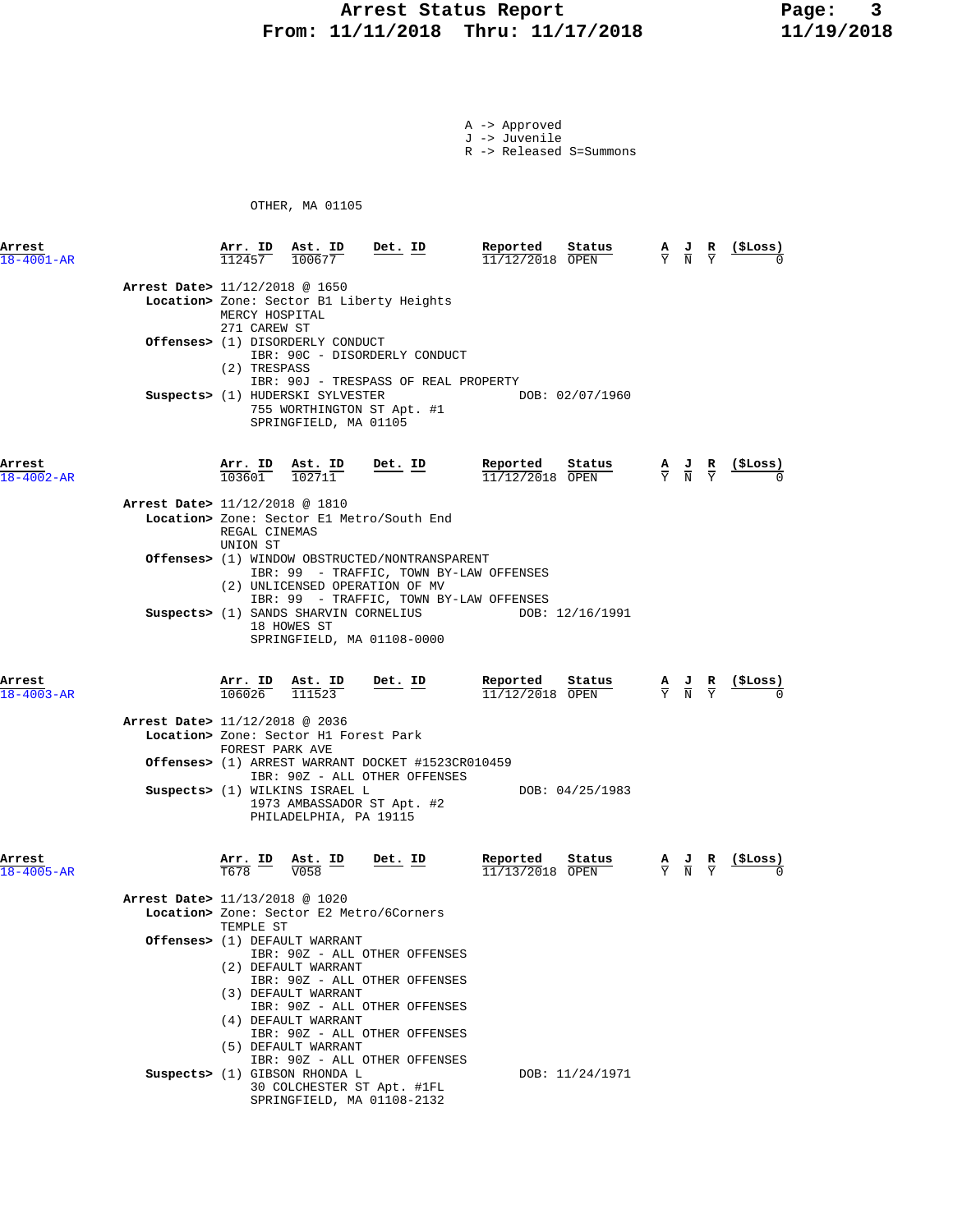A -> Approved
J -> Juvenile
R -> Released S=Summons

OTHER, MA 01105

| Arrest | Arr. ID | Ast. ID | Det. ID | Reported | Status | A | J | R | ($Loss) |
|---|---|---|---|---|---|---|---|---|---|
| 18-4001-AR | 112457 | 100677 | | 11/12/2018 | OPEN | Y | N | Y | 0 |

**Arrest Date>** 11/12/2018 @ 1650
**Location>** Zone: Sector B1 Liberty Heights
MERCY HOSPITAL
271 CAREW ST
**Offenses>** (1) DISORDERLY CONDUCT
IBR: 90C - DISORDERLY CONDUCT
(2) TRESPASS
IBR: 90J - TRESPASS OF REAL PROPERTY
**Suspects>** (1) HUDERSKI SYLVESTER DOB: 02/07/1960
755 WORTHINGTON ST Apt. #1
SPRINGFIELD, MA 01105

| Arrest | Arr. ID | Ast. ID | Det. ID | Reported | Status | A | J | R | ($Loss) |
|---|---|---|---|---|---|---|---|---|---|
| 18-4002-AR | 103601 | 102711 | | 11/12/2018 | OPEN | Y | N | Y | 0 |

**Arrest Date>** 11/12/2018 @ 1810
**Location>** Zone: Sector E1 Metro/South End
REGAL CINEMAS
UNION ST
**Offenses>** (1) WINDOW OBSTRUCTED/NONTRANSPARENT
IBR: 99 - TRAFFIC, TOWN BY-LAW OFFENSES
(2) UNLICENSED OPERATION OF MV
IBR: 99 - TRAFFIC, TOWN BY-LAW OFFENSES
**Suspects>** (1) SANDS SHARVIN CORNELIUS DOB: 12/16/1991
18 HOWES ST
SPRINGFIELD, MA 01108-0000

| Arrest | Arr. ID | Ast. ID | Det. ID | Reported | Status | A | J | R | ($Loss) |
|---|---|---|---|---|---|---|---|---|---|
| 18-4003-AR | 106026 | 111523 | | 11/12/2018 | OPEN | Y | N | Y | 0 |

**Arrest Date>** 11/12/2018 @ 2036
**Location>** Zone: Sector H1 Forest Park
FOREST PARK AVE
**Offenses>** (1) ARREST WARRANT DOCKET #1523CR010459
IBR: 90Z - ALL OTHER OFFENSES
**Suspects>** (1) WILKINS ISRAEL L DOB: 04/25/1983
1973 AMBASSADOR ST Apt. #2
PHILADELPHIA, PA 19115

| Arrest | Arr. ID | Ast. ID | Det. ID | Reported | Status | A | J | R | ($Loss) |
|---|---|---|---|---|---|---|---|---|---|
| 18-4005-AR | T678 | V058 | | 11/13/2018 | OPEN | Y | N | Y | 0 |

**Arrest Date>** 11/13/2018 @ 1020
**Location>** Zone: Sector E2 Metro/6Corners
TEMPLE ST
**Offenses>** (1) DEFAULT WARRANT
IBR: 90Z - ALL OTHER OFFENSES
(2) DEFAULT WARRANT
IBR: 90Z - ALL OTHER OFFENSES
(3) DEFAULT WARRANT
IBR: 90Z - ALL OTHER OFFENSES
(4) DEFAULT WARRANT
IBR: 90Z - ALL OTHER OFFENSES
(5) DEFAULT WARRANT
IBR: 90Z - ALL OTHER OFFENSES
**Suspects>** (1) GIBSON RHONDA L DOB: 11/24/1971
30 COLCHESTER ST Apt. #1FL
SPRINGFIELD, MA 01108-2132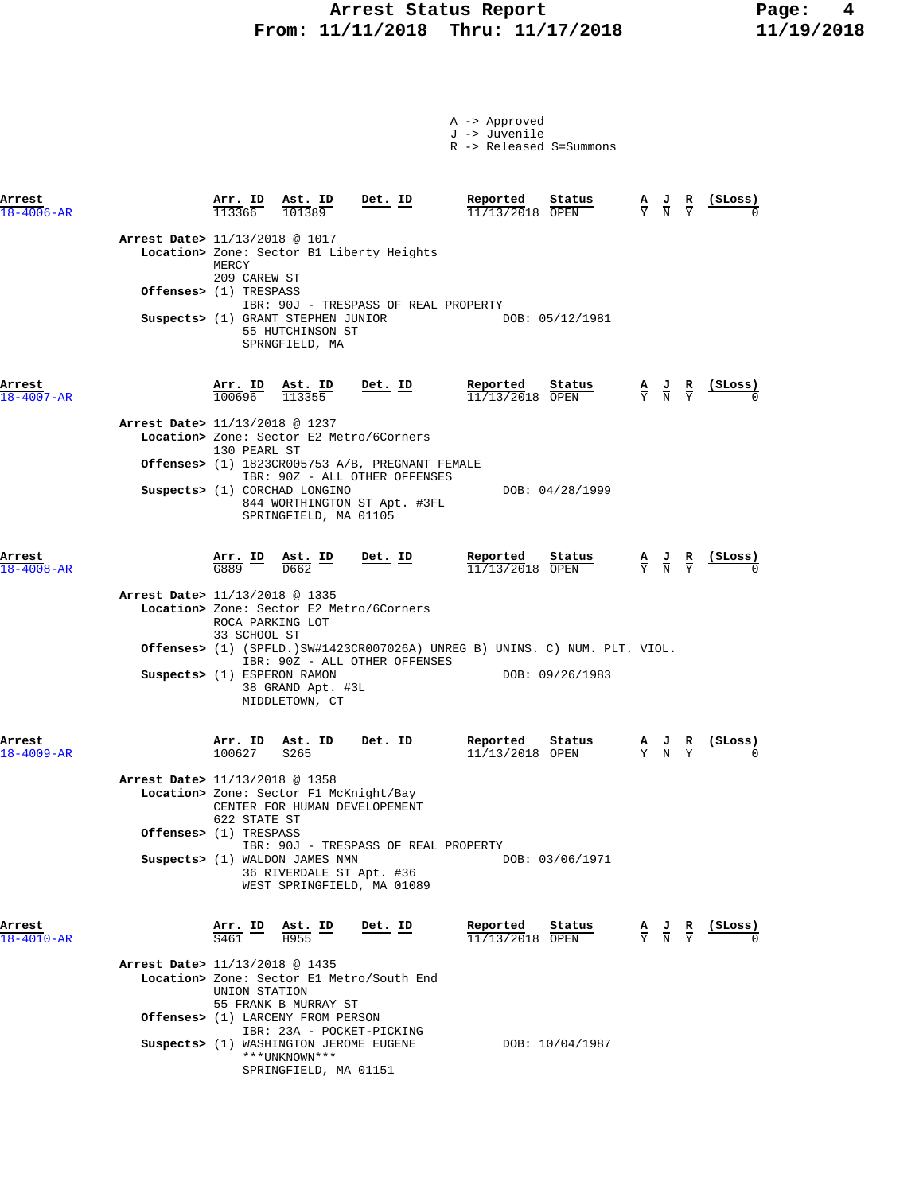# Arrest Status Report
## From: 11/11/2018 Thru: 11/17/2018

A -> Approved
J -> Juvenile
R -> Released S=Summons

| Arrest | Arr. ID | Ast. ID | Det. ID | Reported | Status | A | J | R | ($Loss) |
|---|---|---|---|---|---|---|---|---|---|
| 18-4006-AR | 113366 | 101389 | | 11/13/2018 | OPEN | Y | N | Y | 0 |

**Arrest Date>** 11/13/2018 @ 1017
**Location>** Zone: Sector B1 Liberty Heights
MERCY
209 CAREW ST
**Offenses>** (1) TRESPASS
IBR: 90J - TRESPASS OF REAL PROPERTY
**Suspects>** (1) GRANT STEPHEN JUNIOR DOB: 05/12/1981
55 HUTCHINSON ST
SPRNGFIELD, MA

| Arrest | Arr. ID | Ast. ID | Det. ID | Reported | Status | A | J | R | ($Loss) |
|---|---|---|---|---|---|---|---|---|---|
| 18-4007-AR | 100696 | 113355 | | 11/13/2018 | OPEN | Y | N | Y | 0 |

**Arrest Date>** 11/13/2018 @ 1237
**Location>** Zone: Sector E2 Metro/6Corners
130 PEARL ST
**Offenses>** (1) 1823CR005753 A/B, PREGNANT FEMALE
IBR: 90Z - ALL OTHER OFFENSES
**Suspects>** (1) CORCHAD LONGINO DOB: 04/28/1999
844 WORTHINGTON ST Apt. #3FL
SPRINGFIELD, MA 01105

| Arrest | Arr. ID | Ast. ID | Det. ID | Reported | Status | A | J | R | ($Loss) |
|---|---|---|---|---|---|---|---|---|---|
| 18-4008-AR | G889 | D662 | | 11/13/2018 | OPEN | Y | N | Y | 0 |

**Arrest Date>** 11/13/2018 @ 1335
**Location>** Zone: Sector E2 Metro/6Corners
ROCA PARKING LOT
33 SCHOOL ST
**Offenses>** (1) (SPFLD.)SW#1423CR007026A) UNREG B) UNINS. C) NUM. PLT. VIOL.
IBR: 90Z - ALL OTHER OFFENSES
**Suspects>** (1) ESPERON RAMON DOB: 09/26/1983
38 GRAND Apt. #3L
MIDDLETOWN, CT

| Arrest | Arr. ID | Ast. ID | Det. ID | Reported | Status | A | J | R | ($Loss) |
|---|---|---|---|---|---|---|---|---|---|
| 18-4009-AR | 100627 | S265 | | 11/13/2018 | OPEN | Y | N | Y | 0 |

**Arrest Date>** 11/13/2018 @ 1358
**Location>** Zone: Sector F1 McKnight/Bay
CENTER FOR HUMAN DEVELOPEMENT
622 STATE ST
**Offenses>** (1) TRESPASS
IBR: 90J - TRESPASS OF REAL PROPERTY
**Suspects>** (1) WALDON JAMES NMN DOB: 03/06/1971
36 RIVERDALE ST Apt. #36
WEST SPRINGFIELD, MA 01089

| Arrest | Arr. ID | Ast. ID | Det. ID | Reported | Status | A | J | R | ($Loss) |
|---|---|---|---|---|---|---|---|---|---|
| 18-4010-AR | S461 | H955 | | 11/13/2018 | OPEN | Y | N | Y | 0 |

**Arrest Date>** 11/13/2018 @ 1435
**Location>** Zone: Sector E1 Metro/South End
UNION STATION
55 FRANK B MURRAY ST
**Offenses>** (1) LARCENY FROM PERSON
IBR: 23A - POCKET-PICKING
**Suspects>** (1) WASHINGTON JEROME EUGENE DOB: 10/04/1987
\*\*\*UNKNOWN\*\*\*
SPRINGFIELD, MA 01151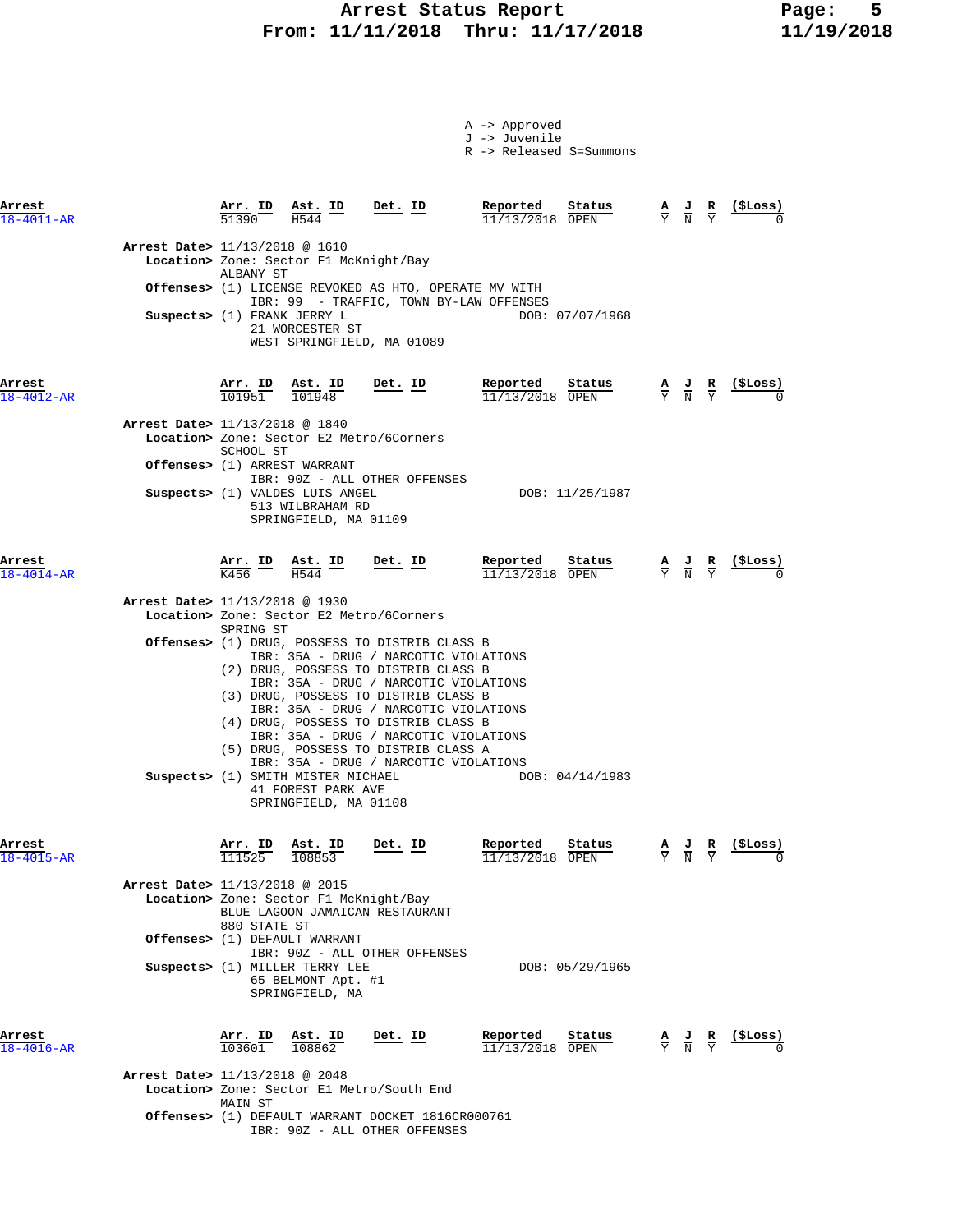# Arrest Status Report
## From: 11/11/2018 Thru: 11/17/2018

A -> Approved
J -> Juvenile
R -> Released S=Summons

| Arrest | Arr. ID | Ast. ID | Det. ID | Reported | Status | A | J | R | ($Loss) |
|---|---|---|---|---|---|---|---|---|---|
| 18-4011-AR | 51390 | H544 | | 11/13/2018 | OPEN | Y | N | Y | 0 |

**Arrest Date>** 11/13/2018 @ 1610
**Location>** Zone: Sector F1 McKnight/Bay
ALBANY ST
**Offenses>** (1) LICENSE REVOKED AS HTO, OPERATE MV WITH
IBR: 99 - TRAFFIC, TOWN BY-LAW OFFENSES
**Suspects>** (1) FRANK JERRY L — DOB: 07/07/1968
21 WORCESTER ST
WEST SPRINGFIELD, MA 01089

| Arrest | Arr. ID | Ast. ID | Det. ID | Reported | Status | A | J | R | ($Loss) |
|---|---|---|---|---|---|---|---|---|---|
| 18-4012-AR | 101951 | 101948 | | 11/13/2018 | OPEN | Y | N | Y | 0 |

**Arrest Date>** 11/13/2018 @ 1840
**Location>** Zone: Sector E2 Metro/6Corners
SCHOOL ST
**Offenses>** (1) ARREST WARRANT
IBR: 90Z - ALL OTHER OFFENSES
**Suspects>** (1) VALDES LUIS ANGEL — DOB: 11/25/1987
513 WILBRAHAM RD
SPRINGFIELD, MA 01109

| Arrest | Arr. ID | Ast. ID | Det. ID | Reported | Status | A | J | R | ($Loss) |
|---|---|---|---|---|---|---|---|---|---|
| 18-4014-AR | K456 | H544 | | 11/13/2018 | OPEN | Y | N | Y | 0 |

**Arrest Date>** 11/13/2018 @ 1930
**Location>** Zone: Sector E2 Metro/6Corners
SPRING ST
**Offenses>** (1) DRUG, POSSESS TO DISTRIB CLASS B
IBR: 35A - DRUG / NARCOTIC VIOLATIONS
(2) DRUG, POSSESS TO DISTRIB CLASS B
IBR: 35A - DRUG / NARCOTIC VIOLATIONS
(3) DRUG, POSSESS TO DISTRIB CLASS B
IBR: 35A - DRUG / NARCOTIC VIOLATIONS
(4) DRUG, POSSESS TO DISTRIB CLASS B
IBR: 35A - DRUG / NARCOTIC VIOLATIONS
(5) DRUG, POSSESS TO DISTRIB CLASS A
IBR: 35A - DRUG / NARCOTIC VIOLATIONS
**Suspects>** (1) SMITH MISTER MICHAEL — DOB: 04/14/1983
41 FOREST PARK AVE
SPRINGFIELD, MA 01108

| Arrest | Arr. ID | Ast. ID | Det. ID | Reported | Status | A | J | R | ($Loss) |
|---|---|---|---|---|---|---|---|---|---|
| 18-4015-AR | 111525 | 108853 | | 11/13/2018 | OPEN | Y | N | Y | 0 |

**Arrest Date>** 11/13/2018 @ 2015
**Location>** Zone: Sector F1 McKnight/Bay
BLUE LAGOON JAMAICAN RESTAURANT
880 STATE ST
**Offenses>** (1) DEFAULT WARRANT
IBR: 90Z - ALL OTHER OFFENSES
**Suspects>** (1) MILLER TERRY LEE — DOB: 05/29/1965
65 BELMONT Apt. #1
SPRINGFIELD, MA

| Arrest | Arr. ID | Ast. ID | Det. ID | Reported | Status | A | J | R | ($Loss) |
|---|---|---|---|---|---|---|---|---|---|
| 18-4016-AR | 103601 | 108862 | | 11/13/2018 | OPEN | Y | N | Y | 0 |

**Arrest Date>** 11/13/2018 @ 2048
**Location>** Zone: Sector E1 Metro/South End
MAIN ST
**Offenses>** (1) DEFAULT WARRANT DOCKET 1816CR000761
IBR: 90Z - ALL OTHER OFFENSES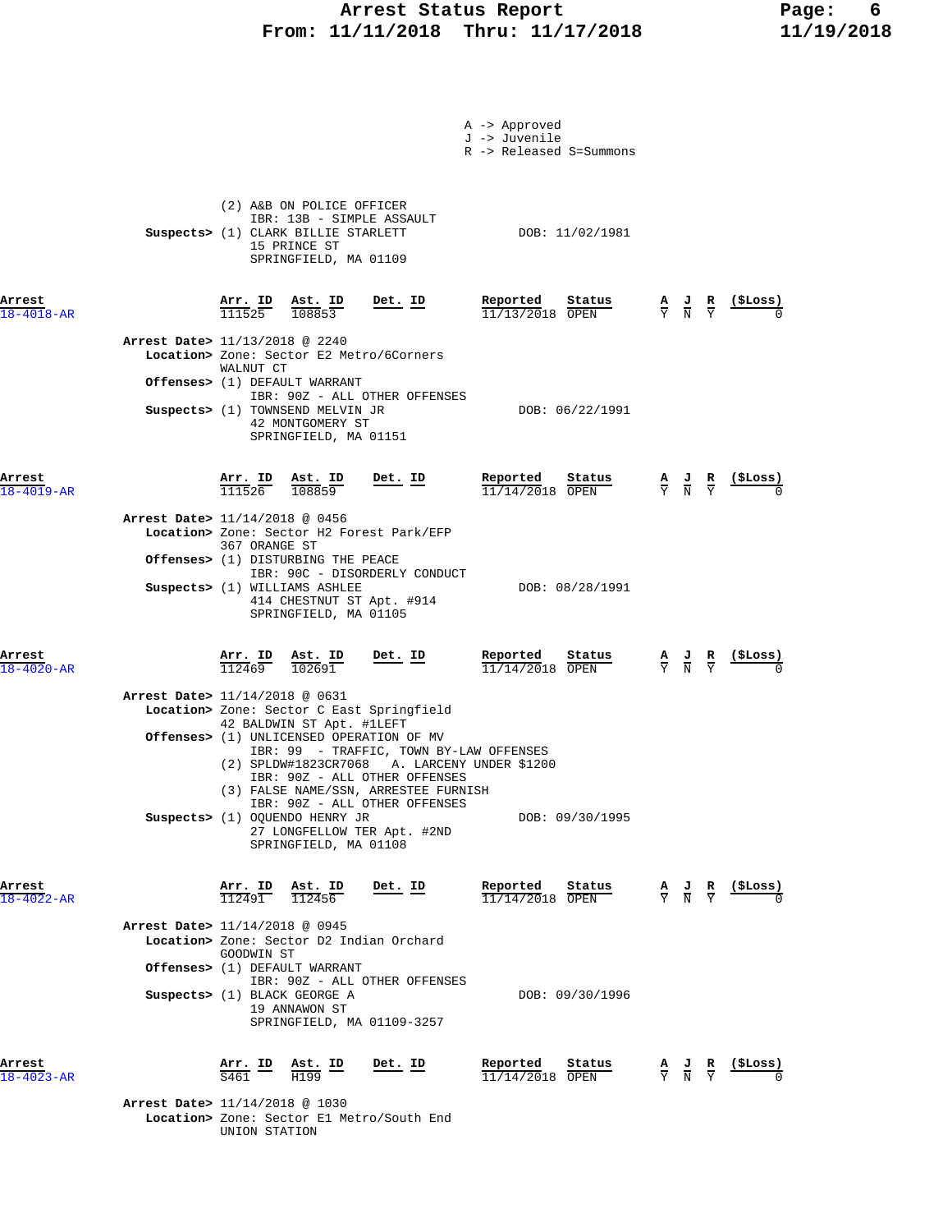A -> Approved
J -> Juvenile
R -> Released S=Summons

(2) A&B ON POLICE OFFICER
IBR: 13B - SIMPLE ASSAULT

**Suspects>** (1) CLARK BILLIE STARLETT — DOB: 11/02/1981
15 PRINCE ST
SPRINGFIELD, MA 01109

---

| Arrest | Arr. ID | Ast. ID | Det. ID | Reported | Status | A | J | R | ($Loss) |
|---|---|---|---|---|---|---|---|---|---|
| 18-4018-AR | 111525 | 108853 | | 11/13/2018 | OPEN | Y | N | Y | 0 |

**Arrest Date>** 11/13/2018 @ 2240
**Location>** Zone: Sector E2 Metro/6Corners
WALNUT CT
**Offenses>** (1) DEFAULT WARRANT
IBR: 90Z - ALL OTHER OFFENSES
**Suspects>** (1) TOWNSEND MELVIN JR — DOB: 06/22/1991
42 MONTGOMERY ST
SPRINGFIELD, MA 01151

---

| Arrest | Arr. ID | Ast. ID | Det. ID | Reported | Status | A | J | R | ($Loss) |
|---|---|---|---|---|---|---|---|---|---|
| 18-4019-AR | 111526 | 108859 | | 11/14/2018 | OPEN | Y | N | Y | 0 |

**Arrest Date>** 11/14/2018 @ 0456
**Location>** Zone: Sector H2 Forest Park/EFP
367 ORANGE ST
**Offenses>** (1) DISTURBING THE PEACE
IBR: 90C - DISORDERLY CONDUCT
**Suspects>** (1) WILLIAMS ASHLEE — DOB: 08/28/1991
414 CHESTNUT ST Apt. #914
SPRINGFIELD, MA 01105

---

| Arrest | Arr. ID | Ast. ID | Det. ID | Reported | Status | A | J | R | ($Loss) |
|---|---|---|---|---|---|---|---|---|---|
| 18-4020-AR | 112469 | 102691 | | 11/14/2018 | OPEN | Y | N | Y | 0 |

**Arrest Date>** 11/14/2018 @ 0631
**Location>** Zone: Sector C East Springfield
42 BALDWIN ST Apt. #1LEFT
**Offenses>** (1) UNLICENSED OPERATION OF MV
IBR: 99 - TRAFFIC, TOWN BY-LAW OFFENSES
(2) SPLDW#1823CR7068 A. LARCENY UNDER $1200
IBR: 90Z - ALL OTHER OFFENSES
(3) FALSE NAME/SSN, ARRESTEE FURNISH
IBR: 90Z - ALL OTHER OFFENSES
**Suspects>** (1) OQUENDO HENRY JR — DOB: 09/30/1995
27 LONGFELLOW TER Apt. #2ND
SPRINGFIELD, MA 01108

---

| Arrest | Arr. ID | Ast. ID | Det. ID | Reported | Status | A | J | R | ($Loss) |
|---|---|---|---|---|---|---|---|---|---|
| 18-4022-AR | 112491 | 112456 | | 11/14/2018 | OPEN | Y | N | Y | 0 |

**Arrest Date>** 11/14/2018 @ 0945
**Location>** Zone: Sector D2 Indian Orchard
GOODWIN ST
**Offenses>** (1) DEFAULT WARRANT
IBR: 90Z - ALL OTHER OFFENSES
**Suspects>** (1) BLACK GEORGE A — DOB: 09/30/1996
19 ANNAWON ST
SPRINGFIELD, MA 01109-3257

---

| Arrest | Arr. ID | Ast. ID | Det. ID | Reported | Status | A | J | R | ($Loss) |
|---|---|---|---|---|---|---|---|---|---|
| 18-4023-AR | S461 | H199 | | 11/14/2018 | OPEN | Y | N | Y | 0 |

**Arrest Date>** 11/14/2018 @ 1030
**Location>** Zone: Sector E1 Metro/South End
UNION STATION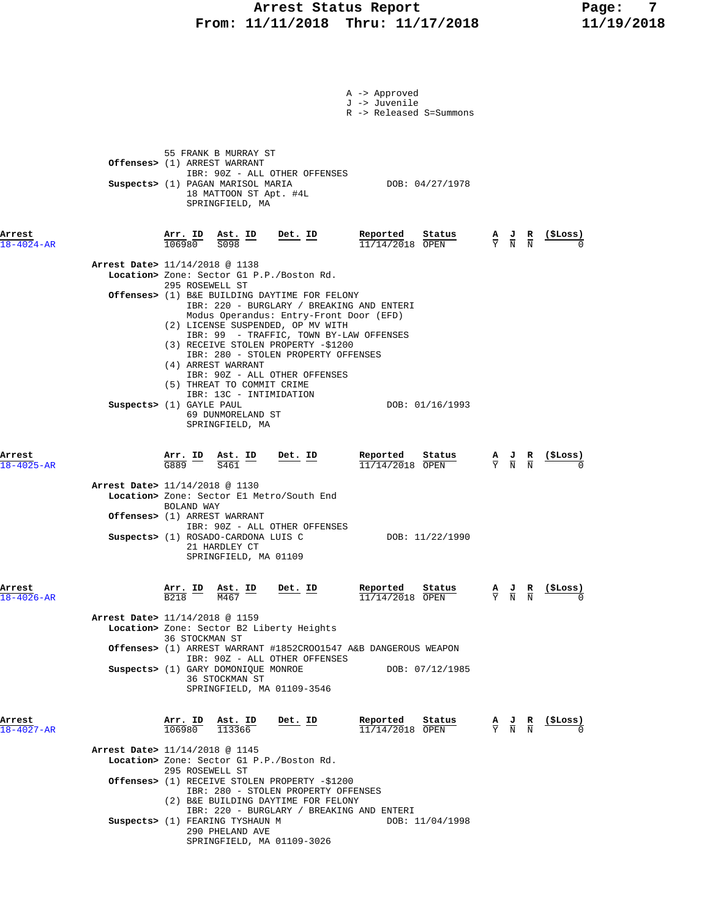A -> Approved
J -> Juvenile
R -> Released S=Summons

55 FRANK B MURRAY ST
**Offenses>** (1) ARREST WARRANT
IBR: 90Z - ALL OTHER OFFENSES
**Suspects>** (1) PAGAN MARISOL MARIA DOB: 04/27/1978
18 MATTOON ST Apt. #4L
SPRINGFIELD, MA

| Arrest | Arr. ID | Ast. ID | Det. ID | Reported | Status | A | J | R | ($Loss) |
|---|---|---|---|---|---|---|---|---|---|
| 18-4024-AR | 106980 | S098 | | 11/14/2018 | OPEN | Y | N | N | 0 |

**Arrest Date>** 11/14/2018 @ 1138
**Location>** Zone: Sector G1 P.P./Boston Rd.
295 ROSEWELL ST
**Offenses>** (1) B&E BUILDING DAYTIME FOR FELONY
IBR: 220 - BURGLARY / BREAKING AND ENTERI
Modus Operandus: Entry-Front Door (EFD)
(2) LICENSE SUSPENDED, OP MV WITH
IBR: 99 - TRAFFIC, TOWN BY-LAW OFFENSES
(3) RECEIVE STOLEN PROPERTY -$1200
IBR: 280 - STOLEN PROPERTY OFFENSES
(4) ARREST WARRANT
IBR: 90Z - ALL OTHER OFFENSES
(5) THREAT TO COMMIT CRIME
IBR: 13C - INTIMIDATION
**Suspects>** (1) GAYLE PAUL DOB: 01/16/1993
69 DUNMORELAND ST
SPRINGFIELD, MA

| Arrest | Arr. ID | Ast. ID | Det. ID | Reported | Status | A | J | R | ($Loss) |
|---|---|---|---|---|---|---|---|---|---|
| 18-4025-AR | G889 | S461 | | 11/14/2018 | OPEN | Y | N | N | 0 |

**Arrest Date>** 11/14/2018 @ 1130
**Location>** Zone: Sector E1 Metro/South End
BOLAND WAY
**Offenses>** (1) ARREST WARRANT
IBR: 90Z - ALL OTHER OFFENSES
**Suspects>** (1) ROSADO-CARDONA LUIS C DOB: 11/22/1990
21 HARDLEY CT
SPRINGFIELD, MA 01109

| Arrest | Arr. ID | Ast. ID | Det. ID | Reported | Status | A | J | R | ($Loss) |
|---|---|---|---|---|---|---|---|---|---|
| 18-4026-AR | B218 | M467 | | 11/14/2018 | OPEN | Y | N | N | 0 |

**Arrest Date>** 11/14/2018 @ 1159
**Location>** Zone: Sector B2 Liberty Heights
36 STOCKMAN ST
**Offenses>** (1) ARREST WARRANT #1852CROO1547 A&B DANGEROUS WEAPON
IBR: 90Z - ALL OTHER OFFENSES
**Suspects>** (1) GARY DOMONIQUE MONROE DOB: 07/12/1985
36 STOCKMAN ST
SPRINGFIELD, MA 01109-3546

| Arrest | Arr. ID | Ast. ID | Det. ID | Reported | Status | A | J | R | ($Loss) |
|---|---|---|---|---|---|---|---|---|---|
| 18-4027-AR | 106980 | 113366 | | 11/14/2018 | OPEN | Y | N | N | 0 |

**Arrest Date>** 11/14/2018 @ 1145
**Location>** Zone: Sector G1 P.P./Boston Rd.
295 ROSEWELL ST
**Offenses>** (1) RECEIVE STOLEN PROPERTY -$1200
IBR: 280 - STOLEN PROPERTY OFFENSES
(2) B&E BUILDING DAYTIME FOR FELONY
IBR: 220 - BURGLARY / BREAKING AND ENTERI
**Suspects>** (1) FEARING TYSHAUN M DOB: 11/04/1998
290 PHELAND AVE
SPRINGFIELD, MA 01109-3026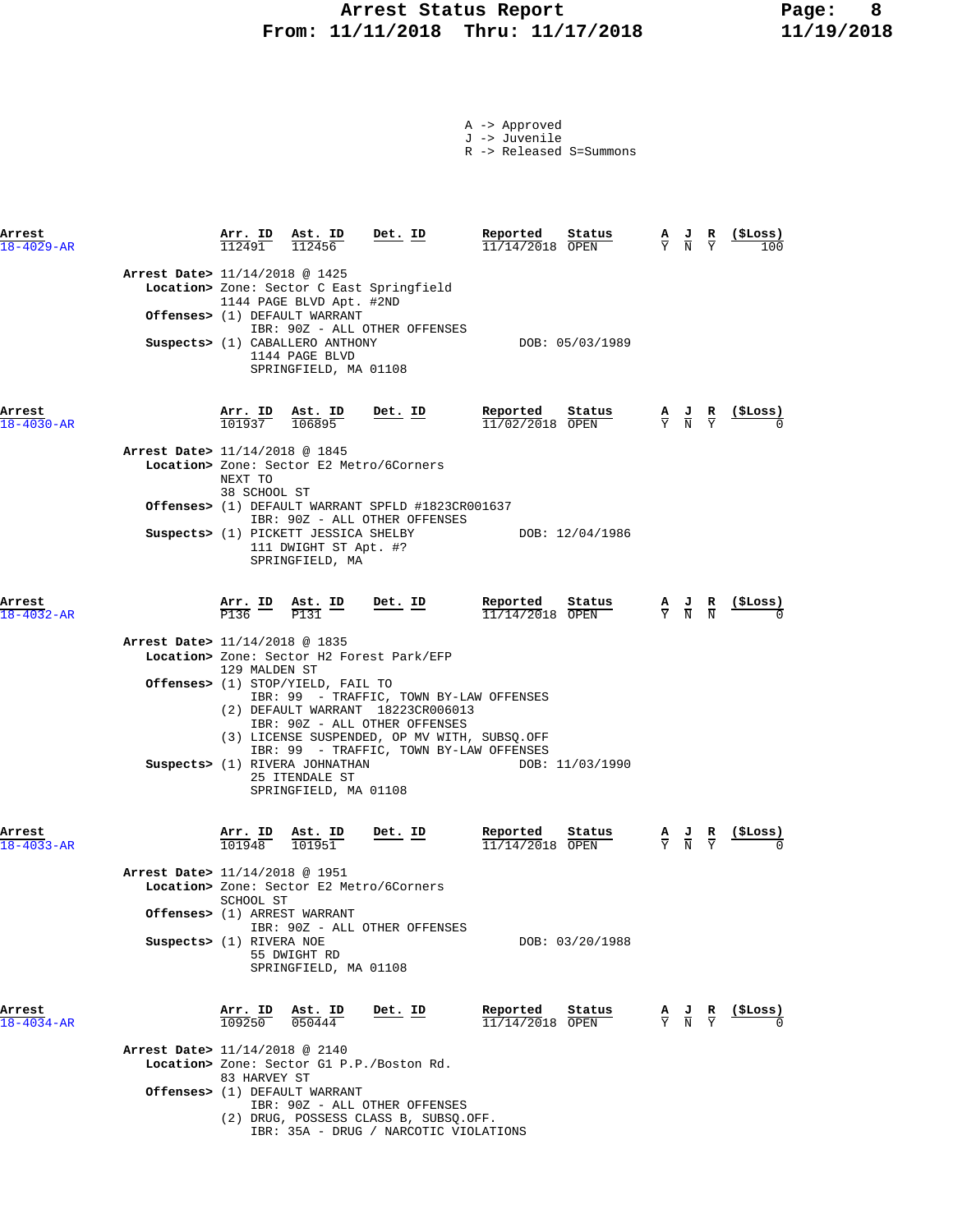# Arrest Status Report
## From: 11/11/2018 Thru: 11/17/2018

A -> Approved
J -> Juvenile
R -> Released S=Summons

| Arrest | Arr. ID | Ast. ID | Det. ID | Reported | Status | A | J | R | ($Loss) |
|---|---|---|---|---|---|---|---|---|---|
| 18-4029-AR | 112491 | 112456 | | 11/14/2018 | OPEN | Y | N | Y | 100 |

**Arrest Date>** 11/14/2018 @ 1425
**Location>** Zone: Sector C East Springfield
1144 PAGE BLVD Apt. #2ND
**Offenses>** (1) DEFAULT WARRANT
IBR: 90Z - ALL OTHER OFFENSES
**Suspects>** (1) CABALLERO ANTHONY — DOB: 05/03/1989
1144 PAGE BLVD
SPRINGFIELD, MA 01108

| Arrest | Arr. ID | Ast. ID | Det. ID | Reported | Status | A | J | R | ($Loss) |
|---|---|---|---|---|---|---|---|---|---|
| 18-4030-AR | 101937 | 106895 | | 11/02/2018 | OPEN | Y | N | Y | 0 |

**Arrest Date>** 11/14/2018 @ 1845
**Location>** Zone: Sector E2 Metro/6Corners
NEXT TO
38 SCHOOL ST
**Offenses>** (1) DEFAULT WARRANT SPFLD #1823CR001637
IBR: 90Z - ALL OTHER OFFENSES
**Suspects>** (1) PICKETT JESSICA SHELBY — DOB: 12/04/1986
111 DWIGHT ST Apt. #?
SPRINGFIELD, MA

| Arrest | Arr. ID | Ast. ID | Det. ID | Reported | Status | A | J | R | ($Loss) |
|---|---|---|---|---|---|---|---|---|---|
| 18-4032-AR | P136 | P131 | | 11/14/2018 | OPEN | Y | N | N | 0 |

**Arrest Date>** 11/14/2018 @ 1835
**Location>** Zone: Sector H2 Forest Park/EFP
129 MALDEN ST
**Offenses>** (1) STOP/YIELD, FAIL TO
IBR: 99 - TRAFFIC, TOWN BY-LAW OFFENSES
(2) DEFAULT WARRANT 18223CR006013
IBR: 90Z - ALL OTHER OFFENSES
(3) LICENSE SUSPENDED, OP MV WITH, SUBSQ.OFF
IBR: 99 - TRAFFIC, TOWN BY-LAW OFFENSES
**Suspects>** (1) RIVERA JOHNATHAN — DOB: 11/03/1990
25 ITENDALE ST
SPRINGFIELD, MA 01108

| Arrest | Arr. ID | Ast. ID | Det. ID | Reported | Status | A | J | R | ($Loss) |
|---|---|---|---|---|---|---|---|---|---|
| 18-4033-AR | 101948 | 101951 | | 11/14/2018 | OPEN | Y | N | Y | 0 |

**Arrest Date>** 11/14/2018 @ 1951
**Location>** Zone: Sector E2 Metro/6Corners
SCHOOL ST
**Offenses>** (1) ARREST WARRANT
IBR: 90Z - ALL OTHER OFFENSES
**Suspects>** (1) RIVERA NOE — DOB: 03/20/1988
55 DWIGHT RD
SPRINGFIELD, MA 01108

| Arrest | Arr. ID | Ast. ID | Det. ID | Reported | Status | A | J | R | ($Loss) |
|---|---|---|---|---|---|---|---|---|---|
| 18-4034-AR | 109250 | 050444 | | 11/14/2018 | OPEN | Y | N | Y | 0 |

**Arrest Date>** 11/14/2018 @ 2140
**Location>** Zone: Sector G1 P.P./Boston Rd.
83 HARVEY ST
**Offenses>** (1) DEFAULT WARRANT
IBR: 90Z - ALL OTHER OFFENSES
(2) DRUG, POSSESS CLASS B, SUBSQ.OFF.
IBR: 35A - DRUG / NARCOTIC VIOLATIONS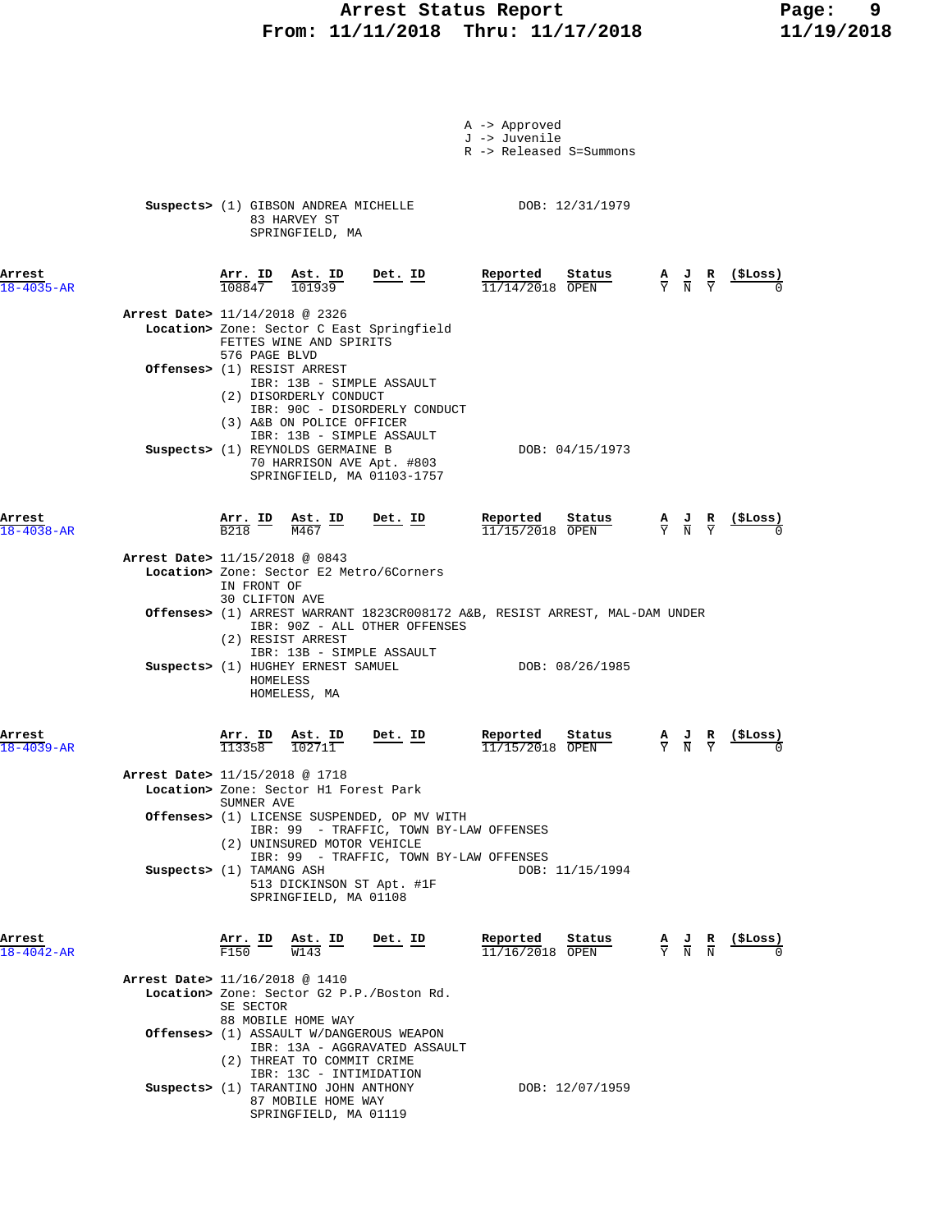A -> Approved
J -> Juvenile
R -> Released S=Summons

**Suspects>** (1) GIBSON ANDREA MICHELLE DOB: 12/31/1979
83 HARVEY ST
SPRINGFIELD, MA

| Arrest | Arr. ID | Ast. ID | Det. ID | Reported | Status | A | J | R | ($Loss) |
|---|---|---|---|---|---|---|---|---|---|
| 18-4035-AR | 108847 | 101939 | | 11/14/2018 | OPEN | Y | N | Y | 0 |

**Arrest Date>** 11/14/2018 @ 2326
**Location>** Zone: Sector C East Springfield
FETTES WINE AND SPIRITS
576 PAGE BLVD
**Offenses>** (1) RESIST ARREST
IBR: 13B - SIMPLE ASSAULT
(2) DISORDERLY CONDUCT
IBR: 90C - DISORDERLY CONDUCT
(3) A&B ON POLICE OFFICER
IBR: 13B - SIMPLE ASSAULT
**Suspects>** (1) REYNOLDS GERMAINE B DOB: 04/15/1973
70 HARRISON AVE Apt. #803
SPRINGFIELD, MA 01103-1757

| Arrest | Arr. ID | Ast. ID | Det. ID | Reported | Status | A | J | R | ($Loss) |
|---|---|---|---|---|---|---|---|---|---|
| 18-4038-AR | B218 | M467 | | 11/15/2018 | OPEN | Y | N | Y | 0 |

**Arrest Date>** 11/15/2018 @ 0843
**Location>** Zone: Sector E2 Metro/6Corners
IN FRONT OF
30 CLIFTON AVE
**Offenses>** (1) ARREST WARRANT 1823CR008172 A&B, RESIST ARREST, MAL-DAM UNDER
IBR: 90Z - ALL OTHER OFFENSES
(2) RESIST ARREST
IBR: 13B - SIMPLE ASSAULT
**Suspects>** (1) HUGHEY ERNEST SAMUEL DOB: 08/26/1985
HOMELESS
HOMELESS, MA

| Arrest | Arr. ID | Ast. ID | Det. ID | Reported | Status | A | J | R | ($Loss) |
|---|---|---|---|---|---|---|---|---|---|
| 18-4039-AR | 113358 | 102711 | | 11/15/2018 | OPEN | Y | N | Y | 0 |

**Arrest Date>** 11/15/2018 @ 1718
**Location>** Zone: Sector H1 Forest Park
SUMNER AVE
**Offenses>** (1) LICENSE SUSPENDED, OP MV WITH
IBR: 99 - TRAFFIC, TOWN BY-LAW OFFENSES
(2) UNINSURED MOTOR VEHICLE
IBR: 99 - TRAFFIC, TOWN BY-LAW OFFENSES
**Suspects>** (1) TAMANG ASH DOB: 11/15/1994
513 DICKINSON ST Apt. #1F
SPRINGFIELD, MA 01108

| Arrest | Arr. ID | Ast. ID | Det. ID | Reported | Status | A | J | R | ($Loss) |
|---|---|---|---|---|---|---|---|---|---|
| 18-4042-AR | F150 | W143 | | 11/16/2018 | OPEN | Y | N | N | 0 |

**Arrest Date>** 11/16/2018 @ 1410
**Location>** Zone: Sector G2 P.P./Boston Rd.
SE SECTOR
88 MOBILE HOME WAY
**Offenses>** (1) ASSAULT W/DANGEROUS WEAPON
IBR: 13A - AGGRAVATED ASSAULT
(2) THREAT TO COMMIT CRIME
IBR: 13C - INTIMIDATION
**Suspects>** (1) TARANTINO JOHN ANTHONY DOB: 12/07/1959
87 MOBILE HOME WAY
SPRINGFIELD, MA 01119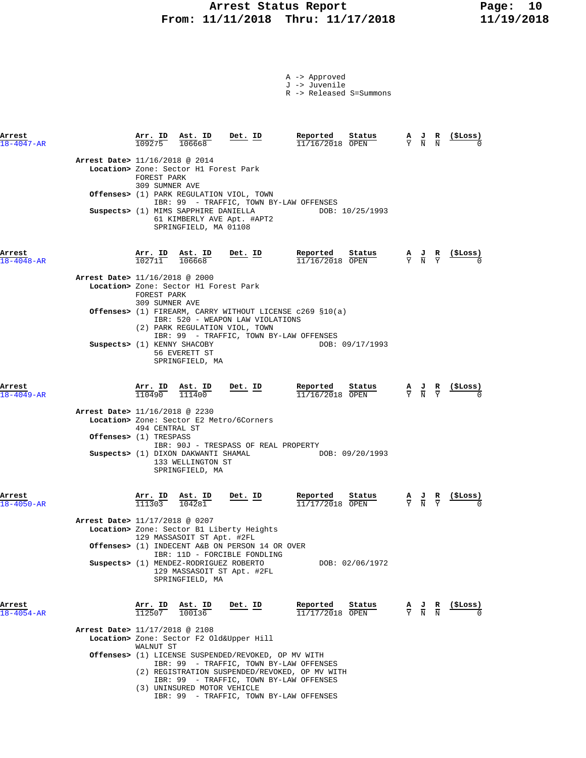A -> Approved
J -> Juvenile
R -> Released S=Summons

| Arrest | Arr. ID | Ast. ID | Det. ID | Reported | Status | A | J | R | ($Loss) |
|---|---|---|---|---|---|---|---|---|---|
| 18-4047-AR | 109275 | 106668 | | 11/16/2018 | OPEN | Y | N | N | 0 |

**Arrest Date>** 11/16/2018 @ 2014
**Location>** Zone: Sector H1 Forest Park
FOREST PARK
309 SUMNER AVE
**Offenses>** (1) PARK REGULATION VIOL, TOWN
IBR: 99 - TRAFFIC, TOWN BY-LAW OFFENSES
**Suspects>** (1) MIMS SAPPHIRE DANIELLA DOB: 10/25/1993
61 KIMBERLY AVE Apt. #APT2
SPRINGFIELD, MA 01108

| Arrest | Arr. ID | Ast. ID | Det. ID | Reported | Status | A | J | R | ($Loss) |
|---|---|---|---|---|---|---|---|---|---|
| 18-4048-AR | 102711 | 106668 | | 11/16/2018 | OPEN | Y | N | Y | 0 |

**Arrest Date>** 11/16/2018 @ 2000
**Location>** Zone: Sector H1 Forest Park
FOREST PARK
309 SUMNER AVE
**Offenses>** (1) FIREARM, CARRY WITHOUT LICENSE c269 §10(a)
IBR: 520 - WEAPON LAW VIOLATIONS
(2) PARK REGULATION VIOL, TOWN
IBR: 99 - TRAFFIC, TOWN BY-LAW OFFENSES
**Suspects>** (1) KENNY SHACOBY DOB: 09/17/1993
56 EVERETT ST
SPRINGFIELD, MA

| Arrest | Arr. ID | Ast. ID | Det. ID | Reported | Status | A | J | R | ($Loss) |
|---|---|---|---|---|---|---|---|---|---|
| 18-4049-AR | 110490 | 111400 | | 11/16/2018 | OPEN | Y | N | Y | 0 |

**Arrest Date>** 11/16/2018 @ 2230
**Location>** Zone: Sector E2 Metro/6Corners
494 CENTRAL ST
**Offenses>** (1) TRESPASS
IBR: 90J - TRESPASS OF REAL PROPERTY
**Suspects>** (1) DIXON DAKWANTI SHAMAL DOB: 09/20/1993
133 WELLINGTON ST
SPRINGFIELD, MA

| Arrest | Arr. ID | Ast. ID | Det. ID | Reported | Status | A | J | R | ($Loss) |
|---|---|---|---|---|---|---|---|---|---|
| 18-4050-AR | 111303 | 104281 | | 11/17/2018 | OPEN | Y | N | Y | 0 |

**Arrest Date>** 11/17/2018 @ 0207
**Location>** Zone: Sector B1 Liberty Heights
129 MASSASOIT ST Apt. #2FL
**Offenses>** (1) INDECENT A&B ON PERSON 14 OR OVER
IBR: 11D - FORCIBLE FONDLING
**Suspects>** (1) MENDEZ-RODRIGUEZ ROBERTO DOB: 02/06/1972
129 MASSASOIT ST Apt. #2FL
SPRINGFIELD, MA

| Arrest | Arr. ID | Ast. ID | Det. ID | Reported | Status | A | J | R | ($Loss) |
|---|---|---|---|---|---|---|---|---|---|
| 18-4054-AR | 112507 | 100136 | | 11/17/2018 | OPEN | Y | N | N | 0 |

**Arrest Date>** 11/17/2018 @ 2108
**Location>** Zone: Sector F2 Old&Upper Hill
WALNUT ST
**Offenses>** (1) LICENSE SUSPENDED/REVOKED, OP MV WITH
IBR: 99 - TRAFFIC, TOWN BY-LAW OFFENSES
(2) REGISTRATION SUSPENDED/REVOKED, OP MV WITH
IBR: 99 - TRAFFIC, TOWN BY-LAW OFFENSES
(3) UNINSURED MOTOR VEHICLE
IBR: 99 - TRAFFIC, TOWN BY-LAW OFFENSES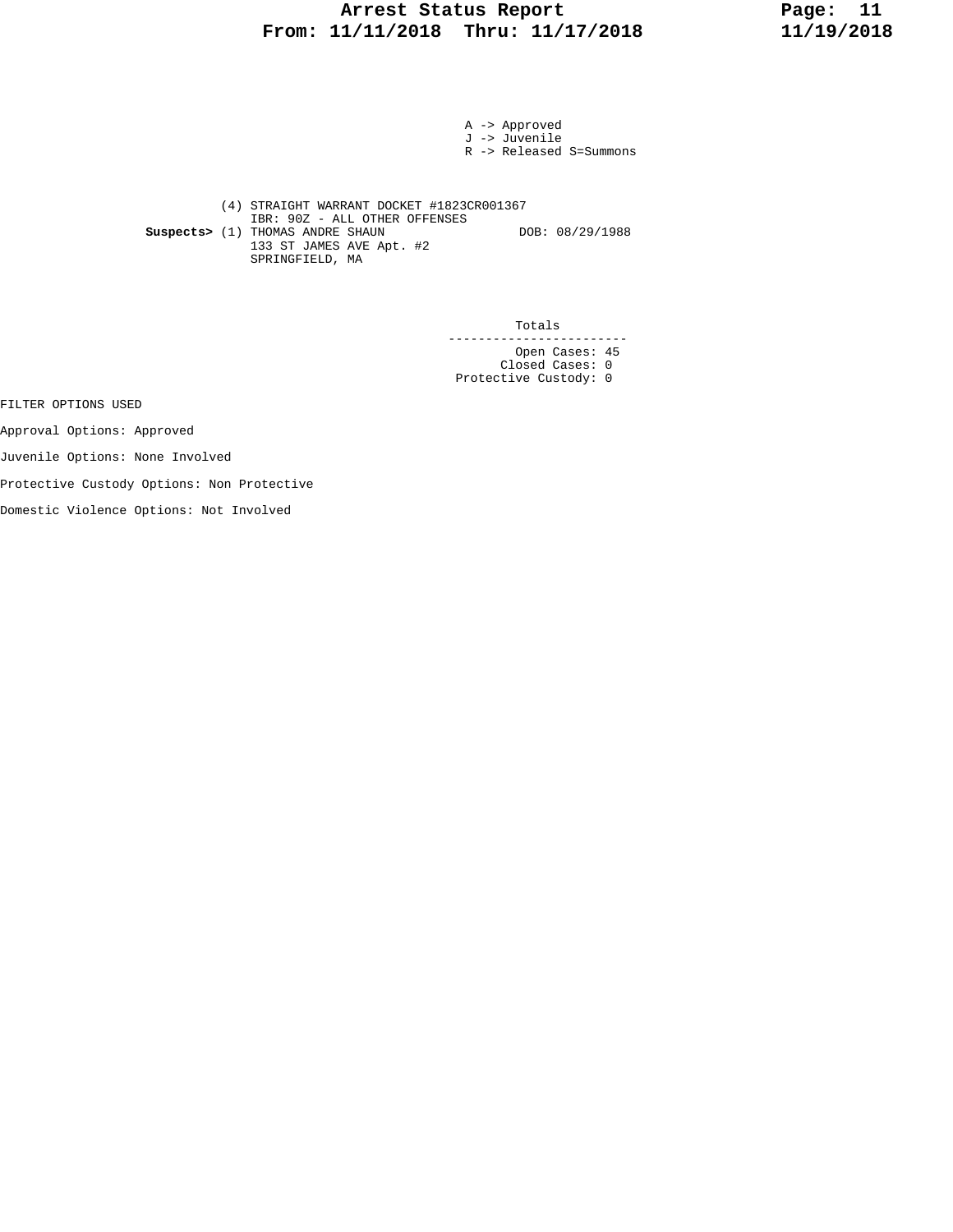A -> Approved
J -> Juvenile
R -> Released S=Summons

(4) STRAIGHT WARRANT DOCKET #1823CR001367
IBR: 90Z - ALL OTHER OFFENSES

**Suspects>** (1) THOMAS ANDRE SHAUN DOB: 08/29/1988
133 ST JAMES AVE Apt. #2
SPRINGFIELD, MA

Totals

------------------------

Open Cases: 45
Closed Cases: 0
Protective Custody: 0

FILTER OPTIONS USED

Approval Options: Approved

Juvenile Options: None Involved

Protective Custody Options: Non Protective

Domestic Violence Options: Not Involved